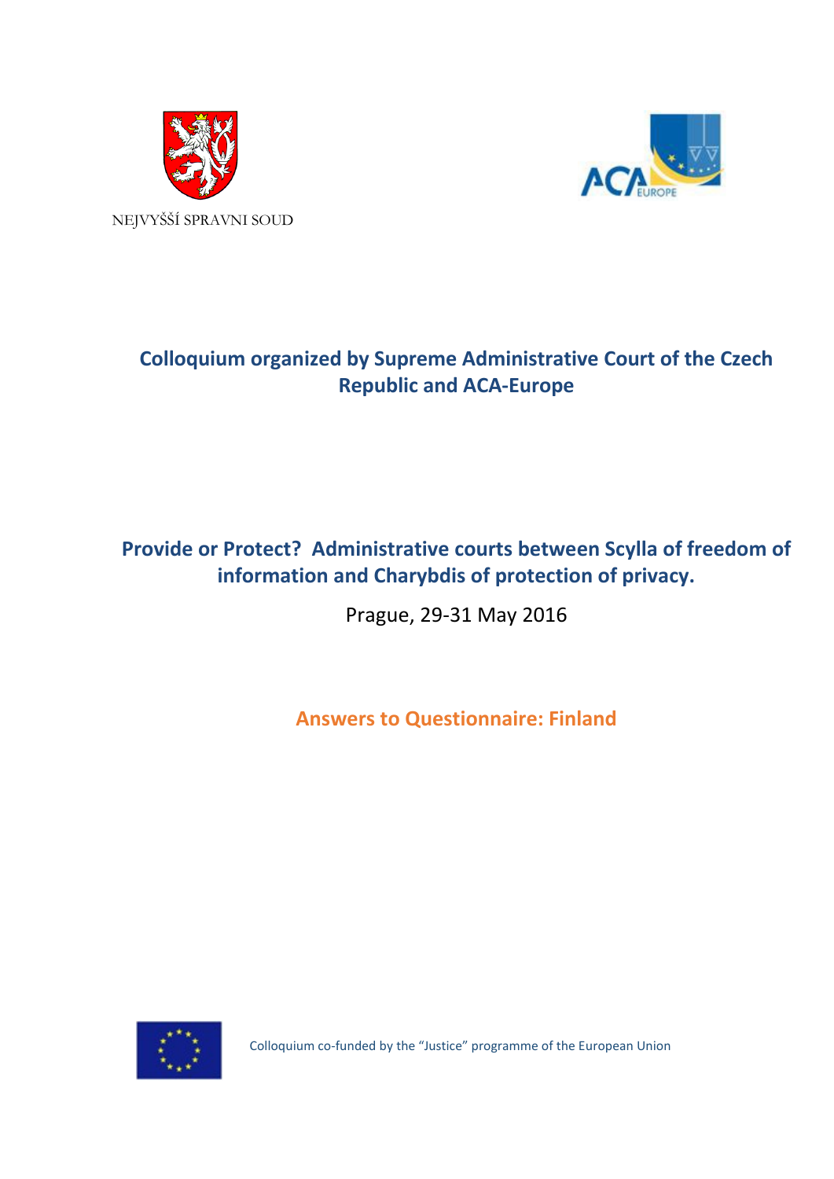NEJVYŠŠÍ SPRAVNI SOUD

**Colloquium organized by Supreme Administrative Court of the Czech Republic and ACA-Europe**

**Provide or Protect? Administrative courts between Scylla of freedom of information and Charybdis of protection of privacy.**

Prague, 29-31 May 2016

**Answers to Questionnaire: Finland**

Colloquium co-funded by the "Justice" programme of the European Union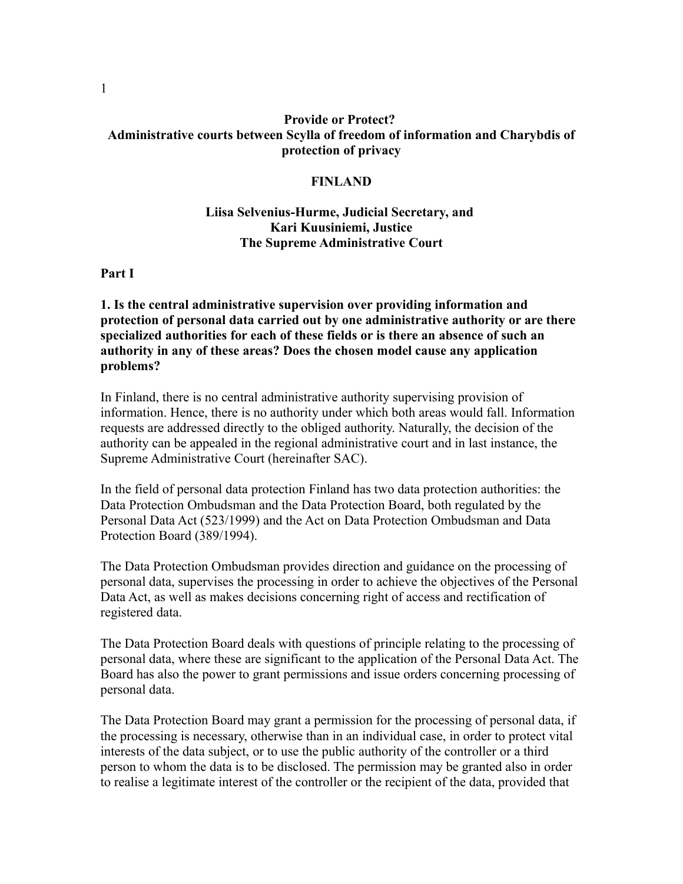# Provide or Protect?
## Administrative courts between Scylla of freedom of information and Charybdis of protection of privacy

### FINLAND

**Liisa Selvenius-Hurme, Judicial Secretary, and**
**Kari Kuusiniemi, Justice**
**The Supreme Administrative Court**

## Part I

**1. Is the central administrative supervision over providing information and protection of personal data carried out by one administrative authority or are there specialized authorities for each of these fields or is there an absence of such an authority in any of these areas? Does the chosen model cause any application problems?**

In Finland, there is no central administrative authority supervising provision of information. Hence, there is no authority under which both areas would fall. Information requests are addressed directly to the obliged authority. Naturally, the decision of the authority can be appealed in the regional administrative court and in last instance, the Supreme Administrative Court (hereinafter SAC).

In the field of personal data protection Finland has two data protection authorities: the Data Protection Ombudsman and the Data Protection Board, both regulated by the Personal Data Act (523/1999) and the Act on Data Protection Ombudsman and Data Protection Board (389/1994).

The Data Protection Ombudsman provides direction and guidance on the processing of personal data, supervises the processing in order to achieve the objectives of the Personal Data Act, as well as makes decisions concerning right of access and rectification of registered data.

The Data Protection Board deals with questions of principle relating to the processing of personal data, where these are significant to the application of the Personal Data Act. The Board has also the power to grant permissions and issue orders concerning processing of personal data.

The Data Protection Board may grant a permission for the processing of personal data, if the processing is necessary, otherwise than in an individual case, in order to protect vital interests of the data subject, or to use the public authority of the controller or a third person to whom the data is to be disclosed. The permission may be granted also in order to realise a legitimate interest of the controller or the recipient of the data, provided that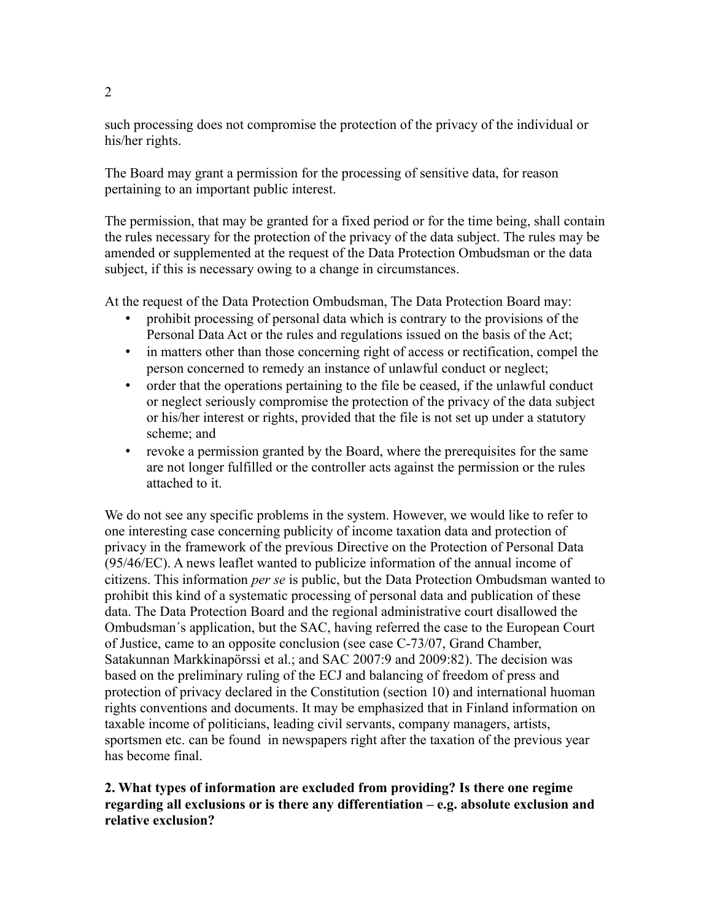such processing does not compromise the protection of the privacy of the individual or his/her rights.

The Board may grant a permission for the processing of sensitive data, for reason pertaining to an important public interest.

The permission, that may be granted for a fixed period or for the time being, shall contain the rules necessary for the protection of the privacy of the data subject. The rules may be amended or supplemented at the request of the Data Protection Ombudsman or the data subject, if this is necessary owing to a change in circumstances.

At the request of the Data Protection Ombudsman, The Data Protection Board may:

- prohibit processing of personal data which is contrary to the provisions of the Personal Data Act or the rules and regulations issued on the basis of the Act;
- in matters other than those concerning right of access or rectification, compel the person concerned to remedy an instance of unlawful conduct or neglect;
- order that the operations pertaining to the file be ceased, if the unlawful conduct or neglect seriously compromise the protection of the privacy of the data subject or his/her interest or rights, provided that the file is not set up under a statutory scheme; and
- revoke a permission granted by the Board, where the prerequisites for the same are not longer fulfilled or the controller acts against the permission or the rules attached to it.

We do not see any specific problems in the system. However, we would like to refer to one interesting case concerning publicity of income taxation data and protection of privacy in the framework of the previous Directive on the Protection of Personal Data (95/46/EC). A news leaflet wanted to publicize information of the annual income of citizens. This information *per se* is public, but the Data Protection Ombudsman wanted to prohibit this kind of a systematic processing of personal data and publication of these data. The Data Protection Board and the regional administrative court disallowed the Ombudsman´s application, but the SAC, having referred the case to the European Court of Justice, came to an opposite conclusion (see case C-73/07, Grand Chamber, Satakunnan Markkinapörssi et al.; and SAC 2007:9 and 2009:82). The decision was based on the preliminary ruling of the ECJ and balancing of freedom of press and protection of privacy declared in the Constitution (section 10) and international huoman rights conventions and documents. It may be emphasized that in Finland information on taxable income of politicians, leading civil servants, company managers, artists, sportsmen etc. can be found in newspapers right after the taxation of the previous year has become final.

**2. What types of information are excluded from providing? Is there one regime regarding all exclusions or is there any differentiation – e.g. absolute exclusion and relative exclusion?**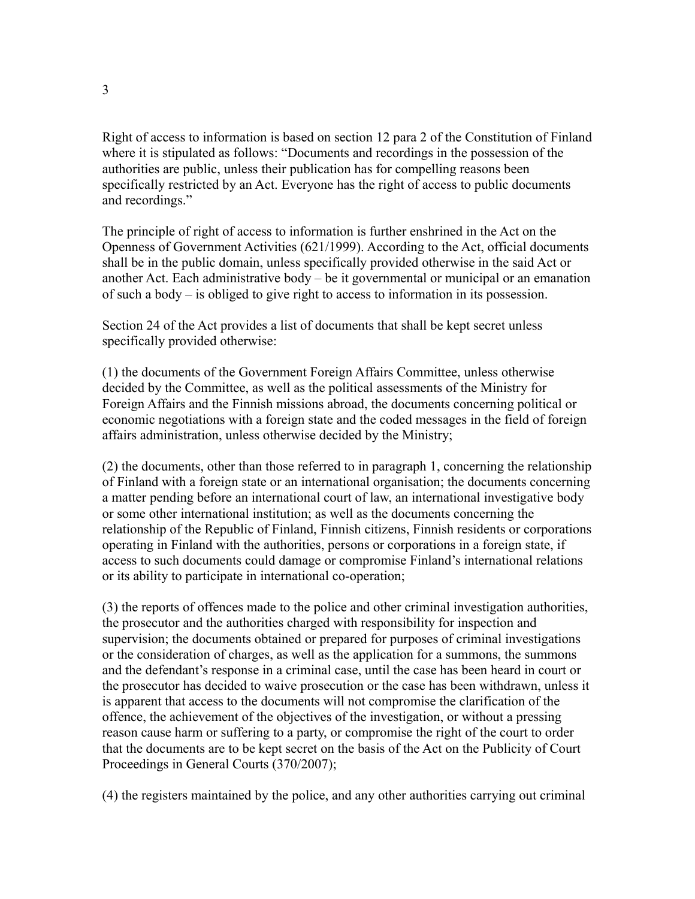Right of access to information is based on section 12 para 2 of the Constitution of Finland where it is stipulated as follows: "Documents and recordings in the possession of the authorities are public, unless their publication has for compelling reasons been specifically restricted by an Act. Everyone has the right of access to public documents and recordings."

The principle of right of access to information is further enshrined in the Act on the Openness of Government Activities (621/1999). According to the Act, official documents shall be in the public domain, unless specifically provided otherwise in the said Act or another Act. Each administrative body – be it governmental or municipal or an emanation of such a body – is obliged to give right to access to information in its possession.

Section 24 of the Act provides a list of documents that shall be kept secret unless specifically provided otherwise:

(1) the documents of the Government Foreign Affairs Committee, unless otherwise decided by the Committee, as well as the political assessments of the Ministry for Foreign Affairs and the Finnish missions abroad, the documents concerning political or economic negotiations with a foreign state and the coded messages in the field of foreign affairs administration, unless otherwise decided by the Ministry;

(2) the documents, other than those referred to in paragraph 1, concerning the relationship of Finland with a foreign state or an international organisation; the documents concerning a matter pending before an international court of law, an international investigative body or some other international institution; as well as the documents concerning the relationship of the Republic of Finland, Finnish citizens, Finnish residents or corporations operating in Finland with the authorities, persons or corporations in a foreign state, if access to such documents could damage or compromise Finland's international relations or its ability to participate in international co-operation;

(3) the reports of offences made to the police and other criminal investigation authorities, the prosecutor and the authorities charged with responsibility for inspection and supervision; the documents obtained or prepared for purposes of criminal investigations or the consideration of charges, as well as the application for a summons, the summons and the defendant's response in a criminal case, until the case has been heard in court or the prosecutor has decided to waive prosecution or the case has been withdrawn, unless it is apparent that access to the documents will not compromise the clarification of the offence, the achievement of the objectives of the investigation, or without a pressing reason cause harm or suffering to a party, or compromise the right of the court to order that the documents are to be kept secret on the basis of the Act on the Publicity of Court Proceedings in General Courts (370/2007);

(4) the registers maintained by the police, and any other authorities carrying out criminal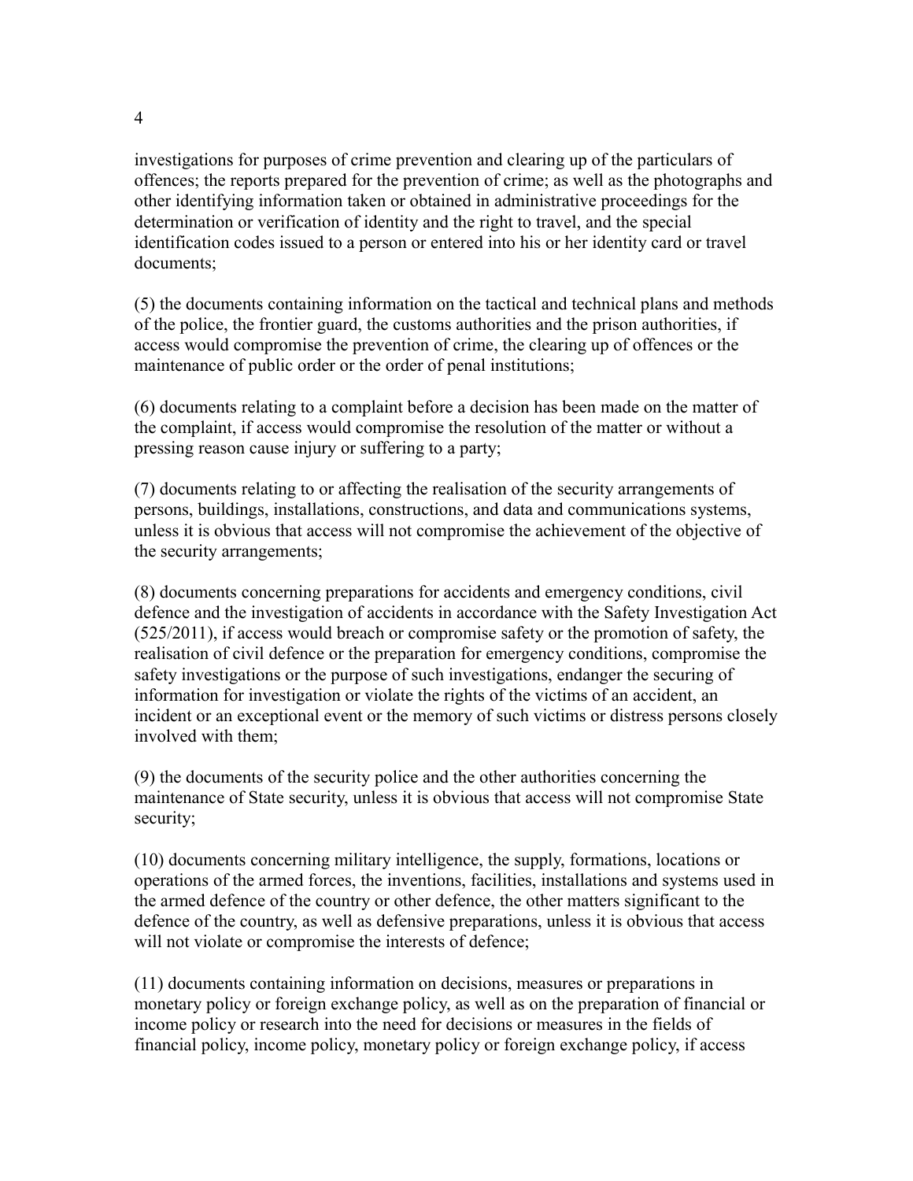investigations for purposes of crime prevention and clearing up of the particulars of offences; the reports prepared for the prevention of crime; as well as the photographs and other identifying information taken or obtained in administrative proceedings for the determination or verification of identity and the right to travel, and the special identification codes issued to a person or entered into his or her identity card or travel documents;

(5) the documents containing information on the tactical and technical plans and methods of the police, the frontier guard, the customs authorities and the prison authorities, if access would compromise the prevention of crime, the clearing up of offences or the maintenance of public order or the order of penal institutions;

(6) documents relating to a complaint before a decision has been made on the matter of the complaint, if access would compromise the resolution of the matter or without a pressing reason cause injury or suffering to a party;

(7) documents relating to or affecting the realisation of the security arrangements of persons, buildings, installations, constructions, and data and communications systems, unless it is obvious that access will not compromise the achievement of the objective of the security arrangements;

(8) documents concerning preparations for accidents and emergency conditions, civil defence and the investigation of accidents in accordance with the Safety Investigation Act (525/2011), if access would breach or compromise safety or the promotion of safety, the realisation of civil defence or the preparation for emergency conditions, compromise the safety investigations or the purpose of such investigations, endanger the securing of information for investigation or violate the rights of the victims of an accident, an incident or an exceptional event or the memory of such victims or distress persons closely involved with them;

(9) the documents of the security police and the other authorities concerning the maintenance of State security, unless it is obvious that access will not compromise State security;

(10) documents concerning military intelligence, the supply, formations, locations or operations of the armed forces, the inventions, facilities, installations and systems used in the armed defence of the country or other defence, the other matters significant to the defence of the country, as well as defensive preparations, unless it is obvious that access will not violate or compromise the interests of defence;

(11) documents containing information on decisions, measures or preparations in monetary policy or foreign exchange policy, as well as on the preparation of financial or income policy or research into the need for decisions or measures in the fields of financial policy, income policy, monetary policy or foreign exchange policy, if access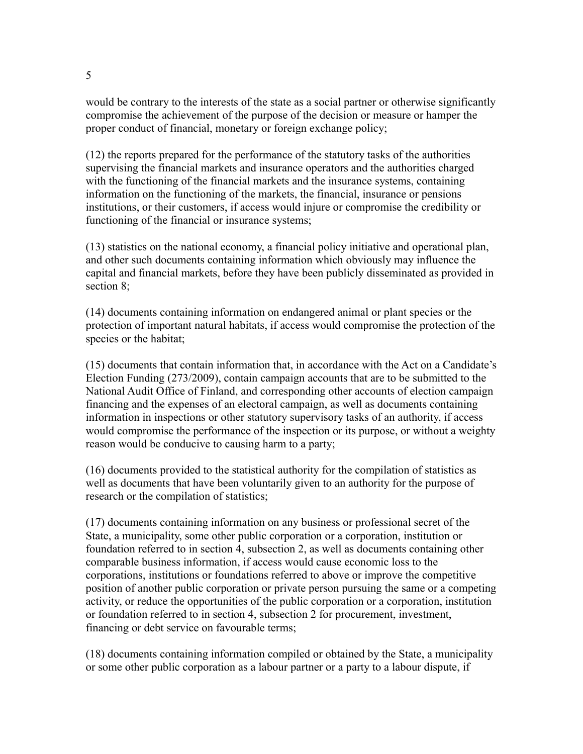would be contrary to the interests of the state as a social partner or otherwise significantly compromise the achievement of the purpose of the decision or measure or hamper the proper conduct of financial, monetary or foreign exchange policy;

(12) the reports prepared for the performance of the statutory tasks of the authorities supervising the financial markets and insurance operators and the authorities charged with the functioning of the financial markets and the insurance systems, containing information on the functioning of the markets, the financial, insurance or pensions institutions, or their customers, if access would injure or compromise the credibility or functioning of the financial or insurance systems;

(13) statistics on the national economy, a financial policy initiative and operational plan, and other such documents containing information which obviously may influence the capital and financial markets, before they have been publicly disseminated as provided in section 8;

(14) documents containing information on endangered animal or plant species or the protection of important natural habitats, if access would compromise the protection of the species or the habitat;

(15) documents that contain information that, in accordance with the Act on a Candidate's Election Funding (273/2009), contain campaign accounts that are to be submitted to the National Audit Office of Finland, and corresponding other accounts of election campaign financing and the expenses of an electoral campaign, as well as documents containing information in inspections or other statutory supervisory tasks of an authority, if access would compromise the performance of the inspection or its purpose, or without a weighty reason would be conducive to causing harm to a party;

(16) documents provided to the statistical authority for the compilation of statistics as well as documents that have been voluntarily given to an authority for the purpose of research or the compilation of statistics;

(17) documents containing information on any business or professional secret of the State, a municipality, some other public corporation or a corporation, institution or foundation referred to in section 4, subsection 2, as well as documents containing other comparable business information, if access would cause economic loss to the corporations, institutions or foundations referred to above or improve the competitive position of another public corporation or private person pursuing the same or a competing activity, or reduce the opportunities of the public corporation or a corporation, institution or foundation referred to in section 4, subsection 2 for procurement, investment, financing or debt service on favourable terms;

(18) documents containing information compiled or obtained by the State, a municipality or some other public corporation as a labour partner or a party to a labour dispute, if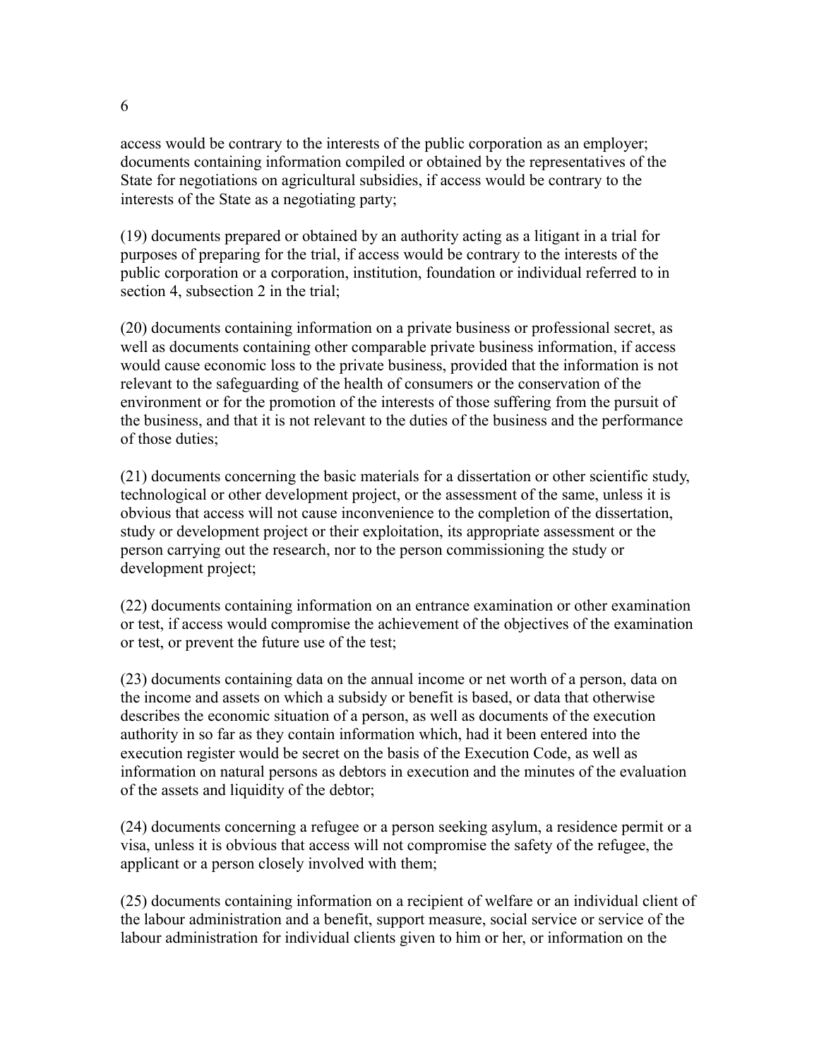access would be contrary to the interests of the public corporation as an employer; documents containing information compiled or obtained by the representatives of the State for negotiations on agricultural subsidies, if access would be contrary to the interests of the State as a negotiating party;

(19) documents prepared or obtained by an authority acting as a litigant in a trial for purposes of preparing for the trial, if access would be contrary to the interests of the public corporation or a corporation, institution, foundation or individual referred to in section 4, subsection 2 in the trial;

(20) documents containing information on a private business or professional secret, as well as documents containing other comparable private business information, if access would cause economic loss to the private business, provided that the information is not relevant to the safeguarding of the health of consumers or the conservation of the environment or for the promotion of the interests of those suffering from the pursuit of the business, and that it is not relevant to the duties of the business and the performance of those duties;

(21) documents concerning the basic materials for a dissertation or other scientific study, technological or other development project, or the assessment of the same, unless it is obvious that access will not cause inconvenience to the completion of the dissertation, study or development project or their exploitation, its appropriate assessment or the person carrying out the research, nor to the person commissioning the study or development project;

(22) documents containing information on an entrance examination or other examination or test, if access would compromise the achievement of the objectives of the examination or test, or prevent the future use of the test;

(23) documents containing data on the annual income or net worth of a person, data on the income and assets on which a subsidy or benefit is based, or data that otherwise describes the economic situation of a person, as well as documents of the execution authority in so far as they contain information which, had it been entered into the execution register would be secret on the basis of the Execution Code, as well as information on natural persons as debtors in execution and the minutes of the evaluation of the assets and liquidity of the debtor;

(24) documents concerning a refugee or a person seeking asylum, a residence permit or a visa, unless it is obvious that access will not compromise the safety of the refugee, the applicant or a person closely involved with them;

(25) documents containing information on a recipient of welfare or an individual client of the labour administration and a benefit, support measure, social service or service of the labour administration for individual clients given to him or her, or information on the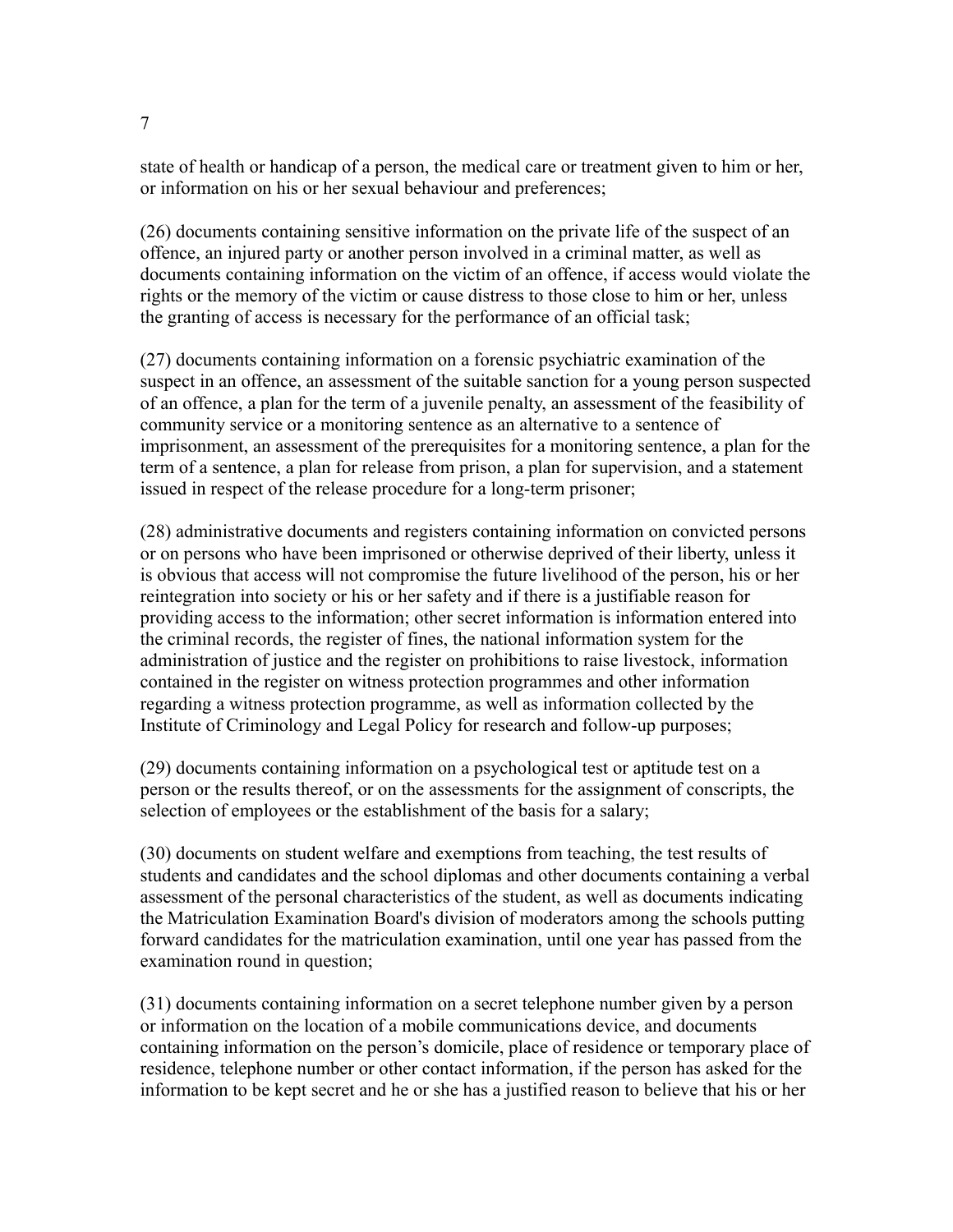state of health or handicap of a person, the medical care or treatment given to him or her, or information on his or her sexual behaviour and preferences;

(26) documents containing sensitive information on the private life of the suspect of an offence, an injured party or another person involved in a criminal matter, as well as documents containing information on the victim of an offence, if access would violate the rights or the memory of the victim or cause distress to those close to him or her, unless the granting of access is necessary for the performance of an official task;

(27) documents containing information on a forensic psychiatric examination of the suspect in an offence, an assessment of the suitable sanction for a young person suspected of an offence, a plan for the term of a juvenile penalty, an assessment of the feasibility of community service or a monitoring sentence as an alternative to a sentence of imprisonment, an assessment of the prerequisites for a monitoring sentence, a plan for the term of a sentence, a plan for release from prison, a plan for supervision, and a statement issued in respect of the release procedure for a long-term prisoner;

(28) administrative documents and registers containing information on convicted persons or on persons who have been imprisoned or otherwise deprived of their liberty, unless it is obvious that access will not compromise the future livelihood of the person, his or her reintegration into society or his or her safety and if there is a justifiable reason for providing access to the information; other secret information is information entered into the criminal records, the register of fines, the national information system for the administration of justice and the register on prohibitions to raise livestock, information contained in the register on witness protection programmes and other information regarding a witness protection programme, as well as information collected by the Institute of Criminology and Legal Policy for research and follow-up purposes;

(29) documents containing information on a psychological test or aptitude test on a person or the results thereof, or on the assessments for the assignment of conscripts, the selection of employees or the establishment of the basis for a salary;

(30) documents on student welfare and exemptions from teaching, the test results of students and candidates and the school diplomas and other documents containing a verbal assessment of the personal characteristics of the student, as well as documents indicating the Matriculation Examination Board's division of moderators among the schools putting forward candidates for the matriculation examination, until one year has passed from the examination round in question;

(31) documents containing information on a secret telephone number given by a person or information on the location of a mobile communications device, and documents containing information on the person's domicile, place of residence or temporary place of residence, telephone number or other contact information, if the person has asked for the information to be kept secret and he or she has a justified reason to believe that his or her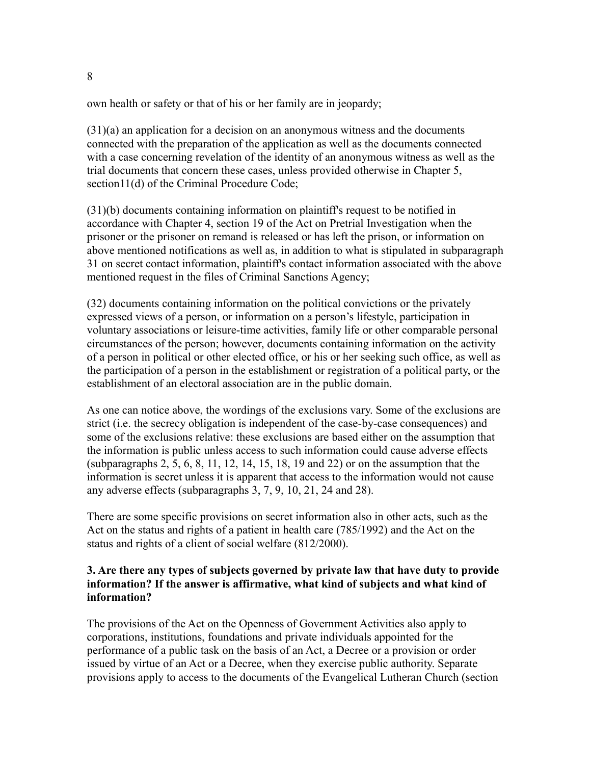own health or safety or that of his or her family are in jeopardy;

(31)(a) an application for a decision on an anonymous witness and the documents connected with the preparation of the application as well as the documents connected with a case concerning revelation of the identity of an anonymous witness as well as the trial documents that concern these cases, unless provided otherwise in Chapter 5, section11(d) of the Criminal Procedure Code;

(31)(b) documents containing information on plaintiff's request to be notified in accordance with Chapter 4, section 19 of the Act on Pretrial Investigation when the prisoner or the prisoner on remand is released or has left the prison, or information on above mentioned notifications as well as, in addition to what is stipulated in subparagraph 31 on secret contact information, plaintiff's contact information associated with the above mentioned request in the files of Criminal Sanctions Agency;

(32) documents containing information on the political convictions or the privately expressed views of a person, or information on a person's lifestyle, participation in voluntary associations or leisure-time activities, family life or other comparable personal circumstances of the person; however, documents containing information on the activity of a person in political or other elected office, or his or her seeking such office, as well as the participation of a person in the establishment or registration of a political party, or the establishment of an electoral association are in the public domain.

As one can notice above, the wordings of the exclusions vary. Some of the exclusions are strict (i.e. the secrecy obligation is independent of the case-by-case consequences) and some of the exclusions relative: these exclusions are based either on the assumption that the information is public unless access to such information could cause adverse effects (subparagraphs 2, 5, 6, 8, 11, 12, 14, 15, 18, 19 and 22) or on the assumption that the information is secret unless it is apparent that access to the information would not cause any adverse effects (subparagraphs 3, 7, 9, 10, 21, 24 and 28).

There are some specific provisions on secret information also in other acts, such as the Act on the status and rights of a patient in health care (785/1992) and the Act on the status and rights of a client of social welfare (812/2000).

### 3. Are there any types of subjects governed by private law that have duty to provide information? If the answer is affirmative, what kind of subjects and what kind of information?

The provisions of the Act on the Openness of Government Activities also apply to corporations, institutions, foundations and private individuals appointed for the performance of a public task on the basis of an Act, a Decree or a provision or order issued by virtue of an Act or a Decree, when they exercise public authority. Separate provisions apply to access to the documents of the Evangelical Lutheran Church (section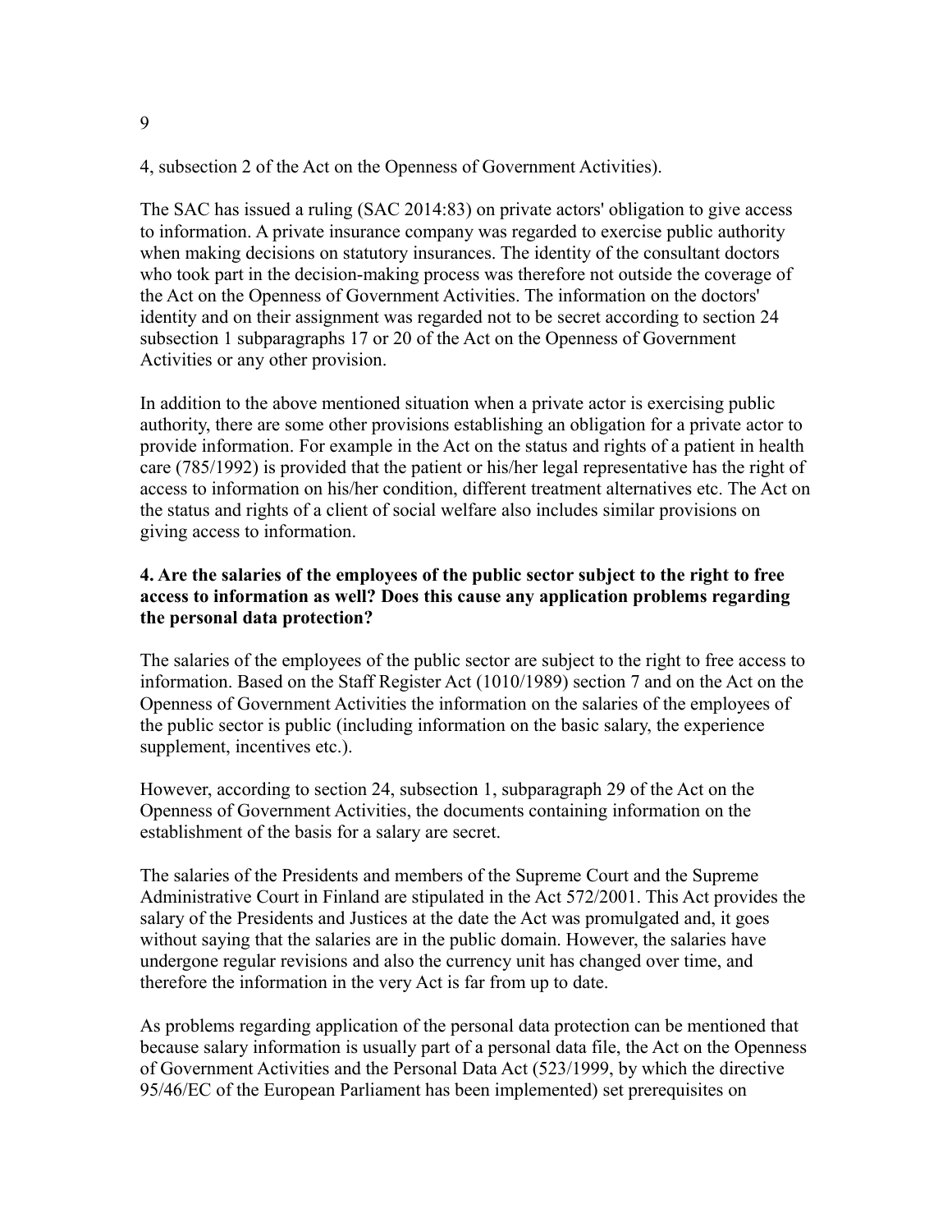4, subsection 2 of the Act on the Openness of Government Activities).

The SAC has issued a ruling (SAC 2014:83) on private actors' obligation to give access to information. A private insurance company was regarded to exercise public authority when making decisions on statutory insurances. The identity of the consultant doctors who took part in the decision-making process was therefore not outside the coverage of the Act on the Openness of Government Activities. The information on the doctors' identity and on their assignment was regarded not to be secret according to section 24 subsection 1 subparagraphs 17 or 20 of the Act on the Openness of Government Activities or any other provision.

In addition to the above mentioned situation when a private actor is exercising public authority, there are some other provisions establishing an obligation for a private actor to provide information. For example in the Act on the status and rights of a patient in health care (785/1992) is provided that the patient or his/her legal representative has the right of access to information on his/her condition, different treatment alternatives etc. The Act on the status and rights of a client of social welfare also includes similar provisions on giving access to information.

**4. Are the salaries of the employees of the public sector subject to the right to free access to information as well? Does this cause any application problems regarding the personal data protection?**

The salaries of the employees of the public sector are subject to the right to free access to information. Based on the Staff Register Act (1010/1989) section 7 and on the Act on the Openness of Government Activities the information on the salaries of the employees of the public sector is public (including information on the basic salary, the experience supplement, incentives etc.).

However, according to section 24, subsection 1, subparagraph 29 of the Act on the Openness of Government Activities, the documents containing information on the establishment of the basis for a salary are secret.

The salaries of the Presidents and members of the Supreme Court and the Supreme Administrative Court in Finland are stipulated in the Act 572/2001. This Act provides the salary of the Presidents and Justices at the date the Act was promulgated and, it goes without saying that the salaries are in the public domain. However, the salaries have undergone regular revisions and also the currency unit has changed over time, and therefore the information in the very Act is far from up to date.

As problems regarding application of the personal data protection can be mentioned that because salary information is usually part of a personal data file, the Act on the Openness of Government Activities and the Personal Data Act (523/1999, by which the directive 95/46/EC of the European Parliament has been implemented) set prerequisites on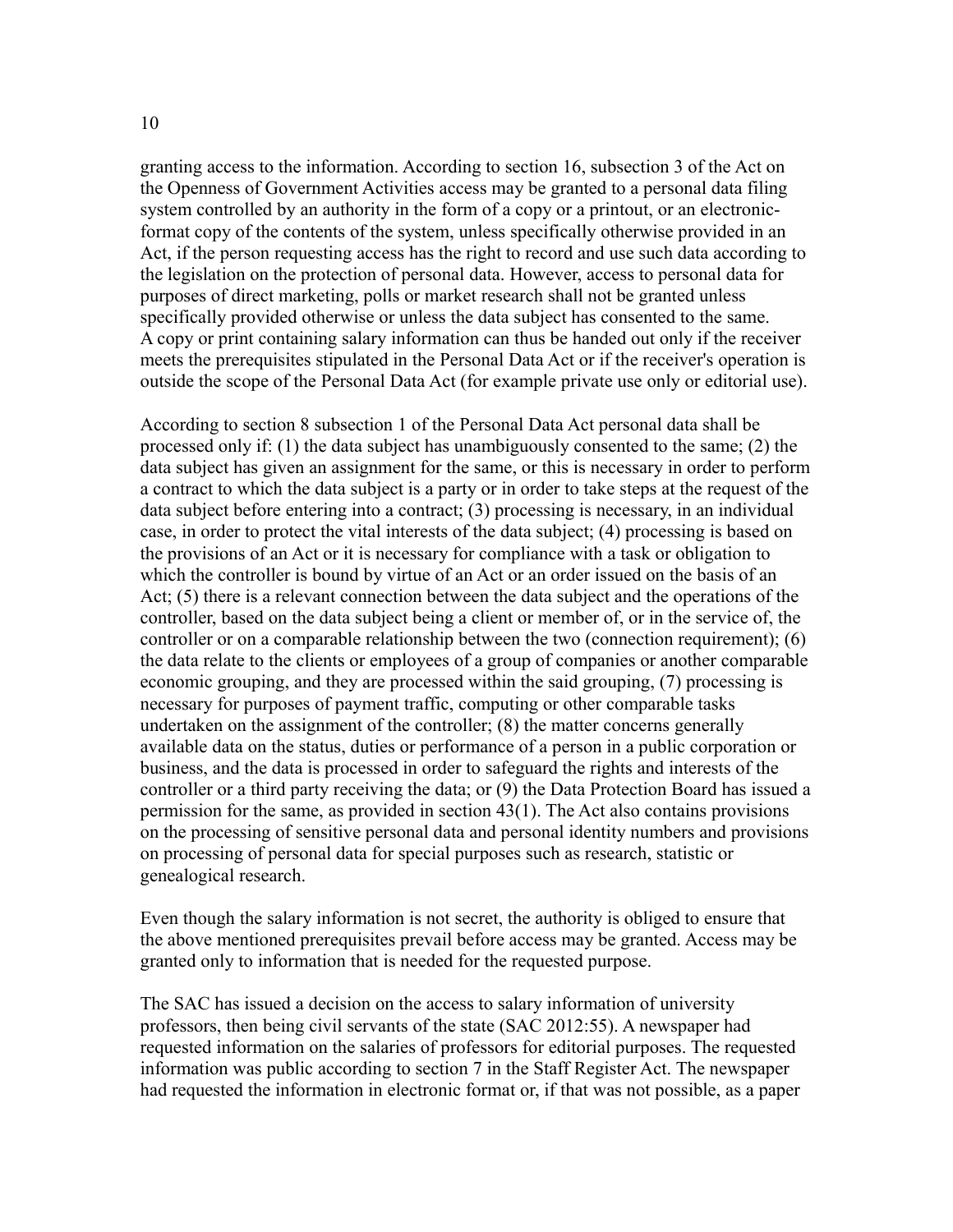granting access to the information. According to section 16, subsection 3 of the Act on the Openness of Government Activities access may be granted to a personal data filing system controlled by an authority in the form of a copy or a printout, or an electronic-format copy of the contents of the system, unless specifically otherwise provided in an Act, if the person requesting access has the right to record and use such data according to the legislation on the protection of personal data. However, access to personal data for purposes of direct marketing, polls or market research shall not be granted unless specifically provided otherwise or unless the data subject has consented to the same. A copy or print containing salary information can thus be handed out only if the receiver meets the prerequisites stipulated in the Personal Data Act or if the receiver's operation is outside the scope of the Personal Data Act (for example private use only or editorial use).

According to section 8 subsection 1 of the Personal Data Act personal data shall be processed only if: (1) the data subject has unambiguously consented to the same; (2) the data subject has given an assignment for the same, or this is necessary in order to perform a contract to which the data subject is a party or in order to take steps at the request of the data subject before entering into a contract; (3) processing is necessary, in an individual case, in order to protect the vital interests of the data subject; (4) processing is based on the provisions of an Act or it is necessary for compliance with a task or obligation to which the controller is bound by virtue of an Act or an order issued on the basis of an Act; (5) there is a relevant connection between the data subject and the operations of the controller, based on the data subject being a client or member of, or in the service of, the controller or on a comparable relationship between the two (connection requirement); (6) the data relate to the clients or employees of a group of companies or another comparable economic grouping, and they are processed within the said grouping, (7) processing is necessary for purposes of payment traffic, computing or other comparable tasks undertaken on the assignment of the controller; (8) the matter concerns generally available data on the status, duties or performance of a person in a public corporation or business, and the data is processed in order to safeguard the rights and interests of the controller or a third party receiving the data; or (9) the Data Protection Board has issued a permission for the same, as provided in section 43(1). The Act also contains provisions on the processing of sensitive personal data and personal identity numbers and provisions on processing of personal data for special purposes such as research, statistic or genealogical research.

Even though the salary information is not secret, the authority is obliged to ensure that the above mentioned prerequisites prevail before access may be granted. Access may be granted only to information that is needed for the requested purpose.

The SAC has issued a decision on the access to salary information of university professors, then being civil servants of the state (SAC 2012:55). A newspaper had requested information on the salaries of professors for editorial purposes. The requested information was public according to section 7 in the Staff Register Act. The newspaper had requested the information in electronic format or, if that was not possible, as a paper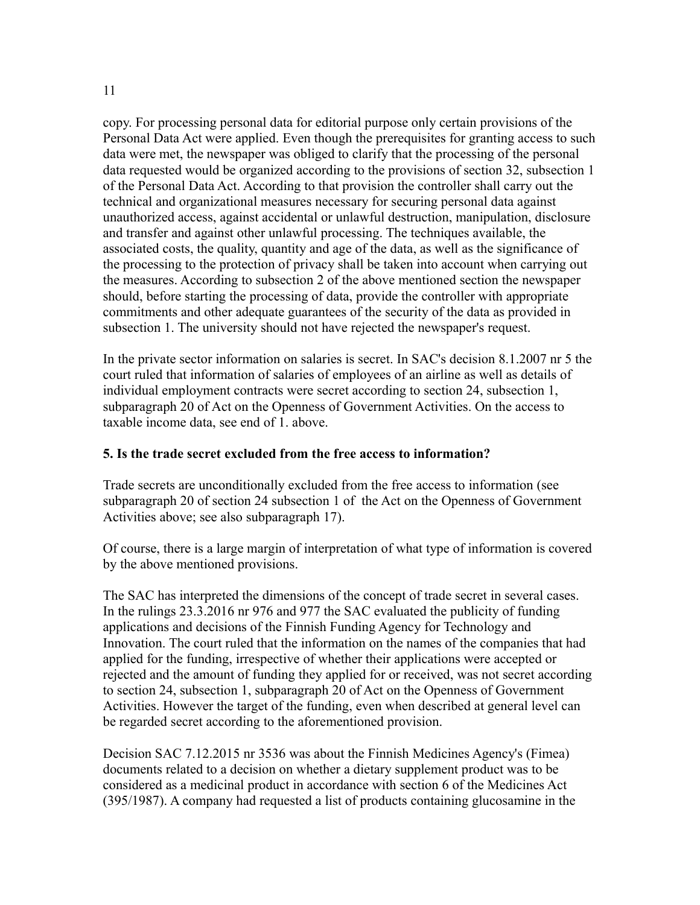copy. For processing personal data for editorial purpose only certain provisions of the Personal Data Act were applied. Even though the prerequisites for granting access to such data were met, the newspaper was obliged to clarify that the processing of the personal data requested would be organized according to the provisions of section 32, subsection 1 of the Personal Data Act. According to that provision the controller shall carry out the technical and organizational measures necessary for securing personal data against unauthorized access, against accidental or unlawful destruction, manipulation, disclosure and transfer and against other unlawful processing. The techniques available, the associated costs, the quality, quantity and age of the data, as well as the significance of the processing to the protection of privacy shall be taken into account when carrying out the measures. According to subsection 2 of the above mentioned section the newspaper should, before starting the processing of data, provide the controller with appropriate commitments and other adequate guarantees of the security of the data as provided in subsection 1. The university should not have rejected the newspaper's request.

In the private sector information on salaries is secret. In SAC's decision 8.1.2007 nr 5 the court ruled that information of salaries of employees of an airline as well as details of individual employment contracts were secret according to section 24, subsection 1, subparagraph 20 of Act on the Openness of Government Activities. On the access to taxable income data, see end of 1. above.

**5. Is the trade secret excluded from the free access to information?**

Trade secrets are unconditionally excluded from the free access to information (see subparagraph 20 of section 24 subsection 1 of the Act on the Openness of Government Activities above; see also subparagraph 17).

Of course, there is a large margin of interpretation of what type of information is covered by the above mentioned provisions.

The SAC has interpreted the dimensions of the concept of trade secret in several cases. In the rulings 23.3.2016 nr 976 and 977 the SAC evaluated the publicity of funding applications and decisions of the Finnish Funding Agency for Technology and Innovation. The court ruled that the information on the names of the companies that had applied for the funding, irrespective of whether their applications were accepted or rejected and the amount of funding they applied for or received, was not secret according to section 24, subsection 1, subparagraph 20 of Act on the Openness of Government Activities. However the target of the funding, even when described at general level can be regarded secret according to the aforementioned provision.

Decision SAC 7.12.2015 nr 3536 was about the Finnish Medicines Agency's (Fimea) documents related to a decision on whether a dietary supplement product was to be considered as a medicinal product in accordance with section 6 of the Medicines Act (395/1987). A company had requested a list of products containing glucosamine in the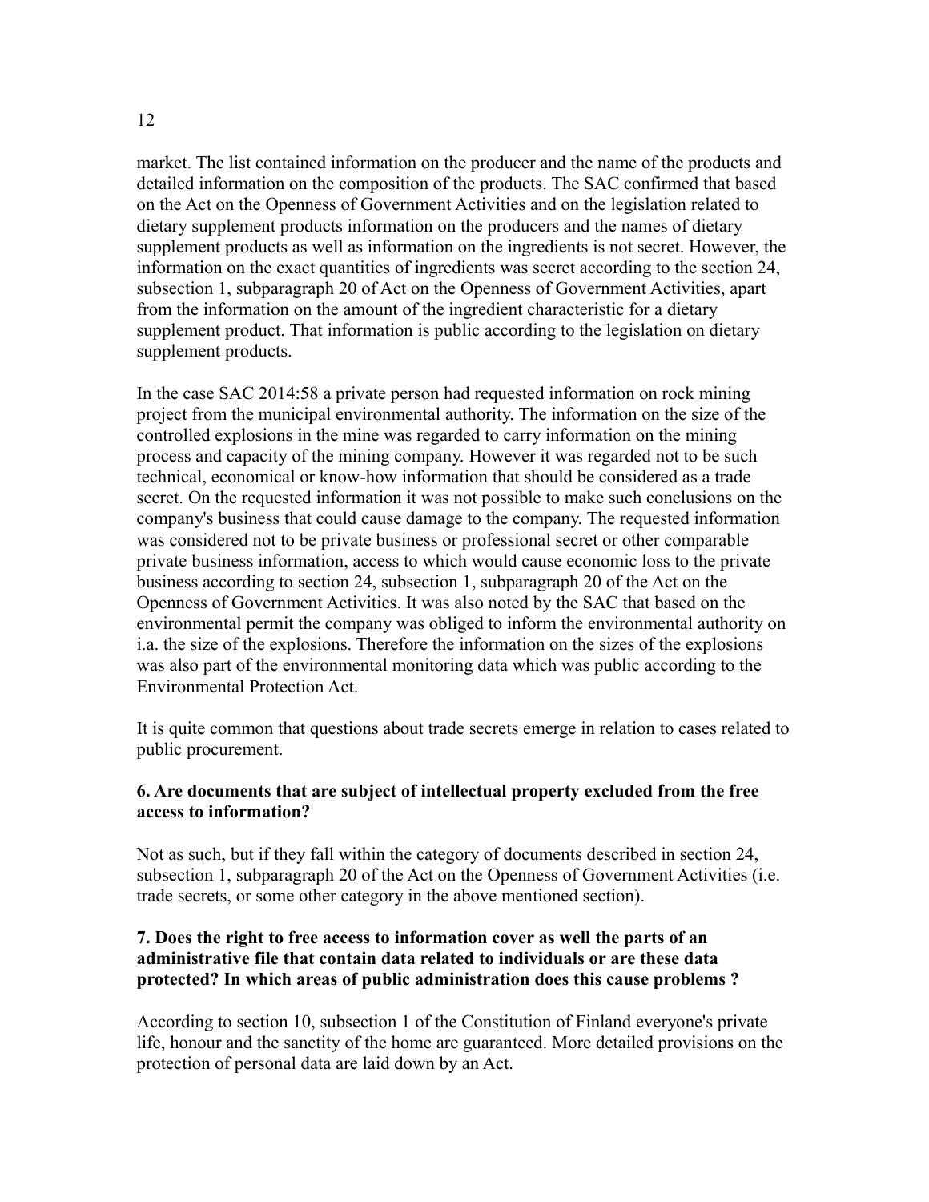market. The list contained information on the producer and the name of the products and detailed information on the composition of the products. The SAC confirmed that based on the Act on the Openness of Government Activities and on the legislation related to dietary supplement products information on the producers and the names of dietary supplement products as well as information on the ingredients is not secret. However, the information on the exact quantities of ingredients was secret according to the section 24, subsection 1, subparagraph 20 of Act on the Openness of Government Activities, apart from the information on the amount of the ingredient characteristic for a dietary supplement product. That information is public according to the legislation on dietary supplement products.

In the case SAC 2014:58 a private person had requested information on rock mining project from the municipal environmental authority. The information on the size of the controlled explosions in the mine was regarded to carry information on the mining process and capacity of the mining company. However it was regarded not to be such technical, economical or know-how information that should be considered as a trade secret. On the requested information it was not possible to make such conclusions on the company's business that could cause damage to the company. The requested information was considered not to be private business or professional secret or other comparable private business information, access to which would cause economic loss to the private business according to section 24, subsection 1, subparagraph 20 of the Act on the Openness of Government Activities. It was also noted by the SAC that based on the environmental permit the company was obliged to inform the environmental authority on i.a. the size of the explosions. Therefore the information on the sizes of the explosions was also part of the environmental monitoring data which was public according to the Environmental Protection Act.

It is quite common that questions about trade secrets emerge in relation to cases related to public procurement.

**6. Are documents that are subject of intellectual property excluded from the free access to information?**

Not as such, but if they fall within the category of documents described in section 24, subsection 1, subparagraph 20 of the Act on the Openness of Government Activities (i.e. trade secrets, or some other category in the above mentioned section).

**7. Does the right to free access to information cover as well the parts of an administrative file that contain data related to individuals or are these data protected? In which areas of public administration does this cause problems ?**

According to section 10, subsection 1 of the Constitution of Finland everyone's private life, honour and the sanctity of the home are guaranteed. More detailed provisions on the protection of personal data are laid down by an Act.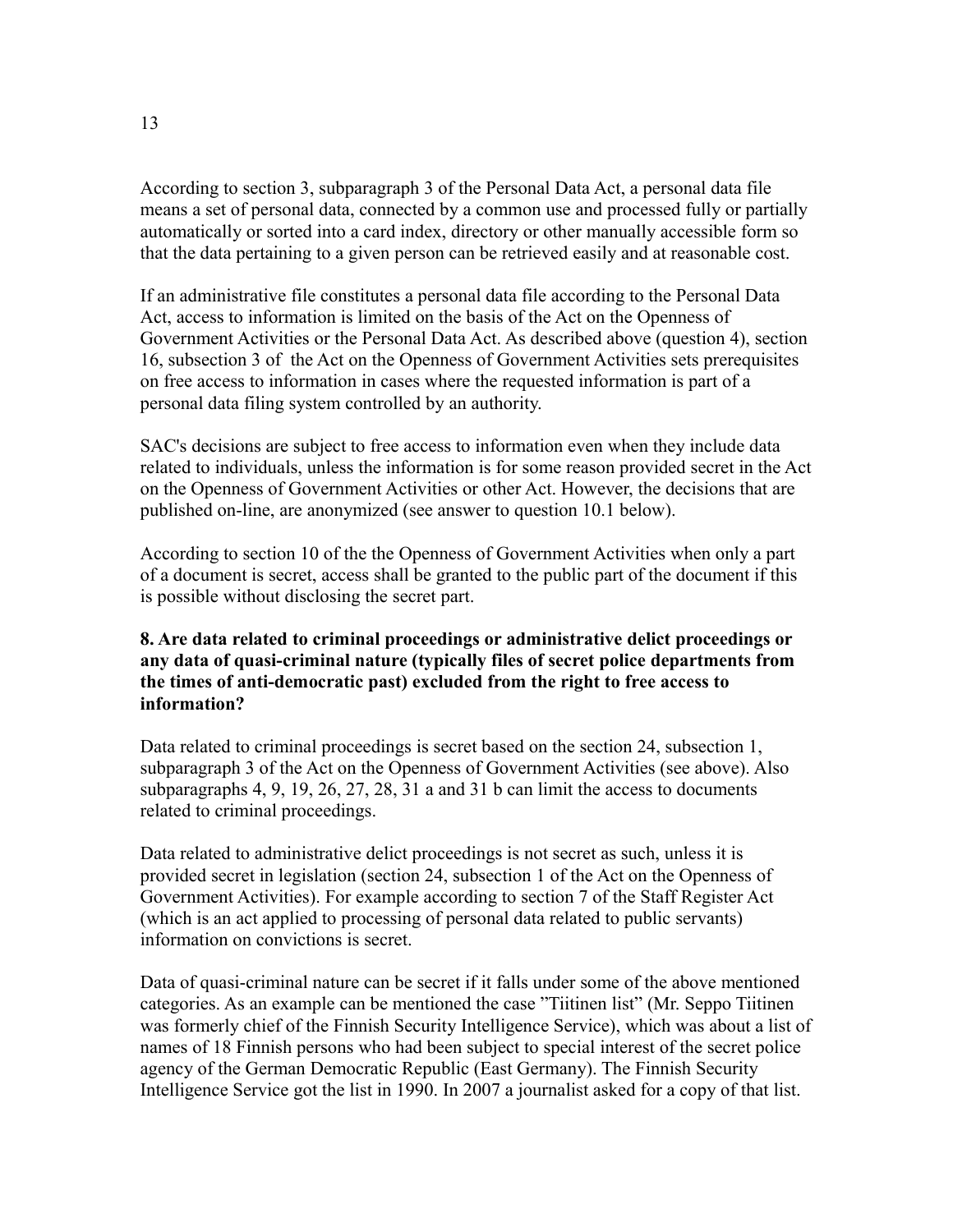According to section 3, subparagraph 3 of the Personal Data Act, a personal data file means a set of personal data, connected by a common use and processed fully or partially automatically or sorted into a card index, directory or other manually accessible form so that the data pertaining to a given person can be retrieved easily and at reasonable cost.

If an administrative file constitutes a personal data file according to the Personal Data Act, access to information is limited on the basis of the Act on the Openness of Government Activities or the Personal Data Act. As described above (question 4), section 16, subsection 3 of the Act on the Openness of Government Activities sets prerequisites on free access to information in cases where the requested information is part of a personal data filing system controlled by an authority.

SAC's decisions are subject to free access to information even when they include data related to individuals, unless the information is for some reason provided secret in the Act on the Openness of Government Activities or other Act. However, the decisions that are published on-line, are anonymized (see answer to question 10.1 below).

According to section 10 of the the Openness of Government Activities when only a part of a document is secret, access shall be granted to the public part of the document if this is possible without disclosing the secret part.

**8. Are data related to criminal proceedings or administrative delict proceedings or any data of quasi-criminal nature (typically files of secret police departments from the times of anti-democratic past) excluded from the right to free access to information?**

Data related to criminal proceedings is secret based on the section 24, subsection 1, subparagraph 3 of the Act on the Openness of Government Activities (see above). Also subparagraphs 4, 9, 19, 26, 27, 28, 31 a and 31 b can limit the access to documents related to criminal proceedings.

Data related to administrative delict proceedings is not secret as such, unless it is provided secret in legislation (section 24, subsection 1 of the Act on the Openness of Government Activities). For example according to section 7 of the Staff Register Act (which is an act applied to processing of personal data related to public servants) information on convictions is secret.

Data of quasi-criminal nature can be secret if it falls under some of the above mentioned categories. As an example can be mentioned the case "Tiitinen list" (Mr. Seppo Tiitinen was formerly chief of the Finnish Security Intelligence Service), which was about a list of names of 18 Finnish persons who had been subject to special interest of the secret police agency of the German Democratic Republic (East Germany). The Finnish Security Intelligence Service got the list in 1990. In 2007 a journalist asked for a copy of that list.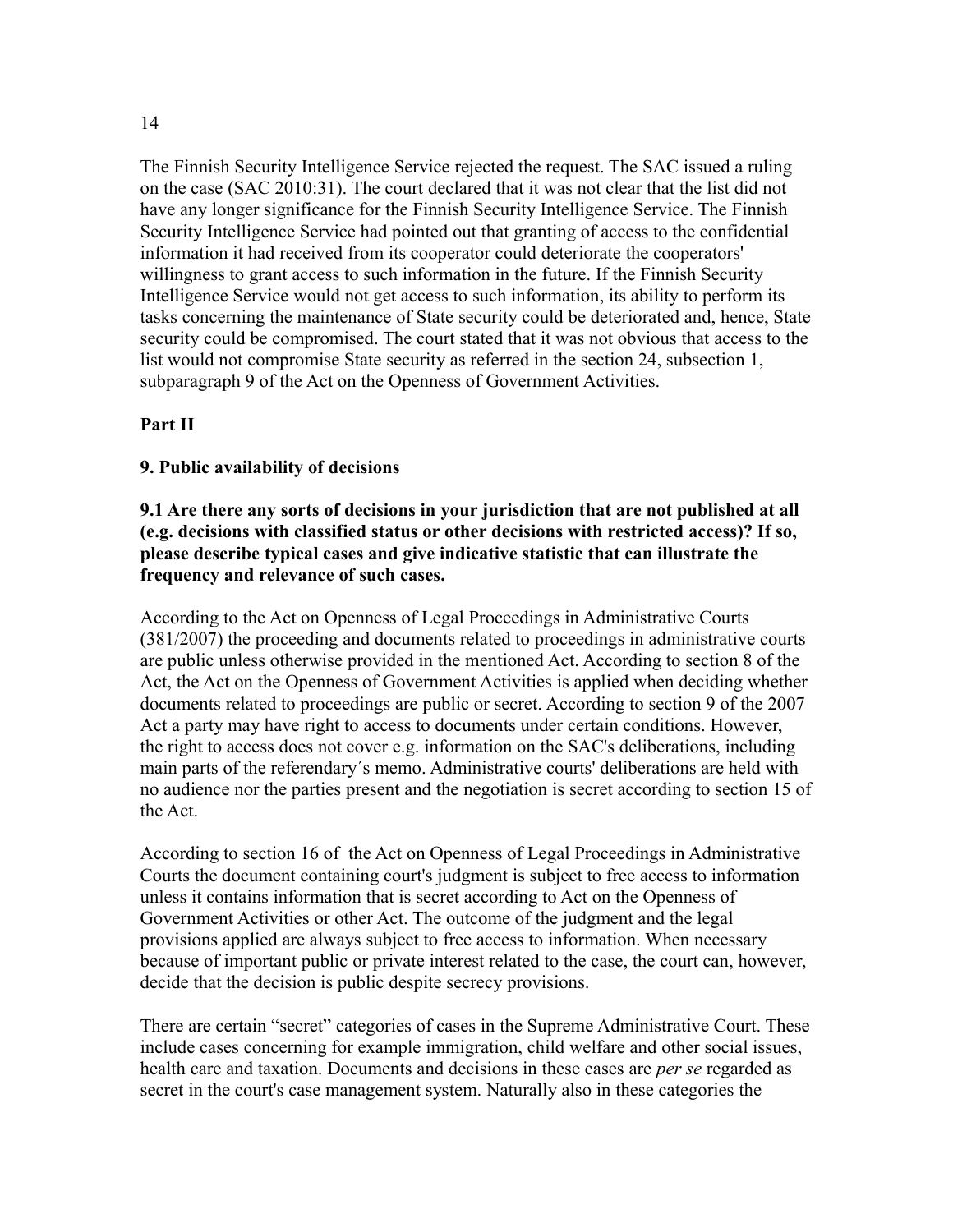The Finnish Security Intelligence Service rejected the request. The SAC issued a ruling on the case (SAC 2010:31). The court declared that it was not clear that the list did not have any longer significance for the Finnish Security Intelligence Service. The Finnish Security Intelligence Service had pointed out that granting of access to the confidential information it had received from its cooperator could deteriorate the cooperators' willingness to grant access to such information in the future. If the Finnish Security Intelligence Service would not get access to such information, its ability to perform its tasks concerning the maintenance of State security could be deteriorated and, hence, State security could be compromised. The court stated that it was not obvious that access to the list would not compromise State security as referred in the section 24, subsection 1, subparagraph 9 of the Act on the Openness of Government Activities.

## Part II

### 9. Public availability of decisions

**9.1 Are there any sorts of decisions in your jurisdiction that are not published at all (e.g. decisions with classified status or other decisions with restricted access)? If so, please describe typical cases and give indicative statistic that can illustrate the frequency and relevance of such cases.**

According to the Act on Openness of Legal Proceedings in Administrative Courts (381/2007) the proceeding and documents related to proceedings in administrative courts are public unless otherwise provided in the mentioned Act. According to section 8 of the Act, the Act on the Openness of Government Activities is applied when deciding whether documents related to proceedings are public or secret. According to section 9 of the 2007 Act a party may have right to access to documents under certain conditions. However, the right to access does not cover e.g. information on the SAC's deliberations, including main parts of the referendary´s memo. Administrative courts' deliberations are held with no audience nor the parties present and the negotiation is secret according to section 15 of the Act.

According to section 16 of the Act on Openness of Legal Proceedings in Administrative Courts the document containing court's judgment is subject to free access to information unless it contains information that is secret according to Act on the Openness of Government Activities or other Act. The outcome of the judgment and the legal provisions applied are always subject to free access to information. When necessary because of important public or private interest related to the case, the court can, however, decide that the decision is public despite secrecy provisions.

There are certain "secret" categories of cases in the Supreme Administrative Court. These include cases concerning for example immigration, child welfare and other social issues, health care and taxation. Documents and decisions in these cases are *per se* regarded as secret in the court's case management system. Naturally also in these categories the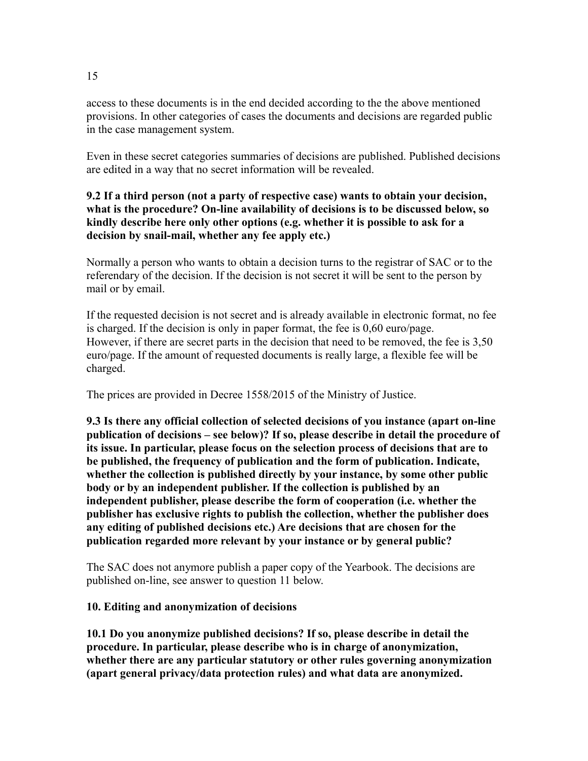access to these documents is in the end decided according to the the above mentioned provisions. In other categories of cases the documents and decisions are regarded public in the case management system.

Even in these secret categories summaries of decisions are published. Published decisions are edited in a way that no secret information will be revealed.

**9.2 If a third person (not a party of respective case) wants to obtain your decision, what is the procedure? On-line availability of decisions is to be discussed below, so kindly describe here only other options (e.g. whether it is possible to ask for a decision by snail-mail, whether any fee apply etc.)**

Normally a person who wants to obtain a decision turns to the registrar of SAC or to the referendary of the decision. If the decision is not secret it will be sent to the person by mail or by email.

If the requested decision is not secret and is already available in electronic format, no fee is charged. If the decision is only in paper format, the fee is 0,60 euro/page. However, if there are secret parts in the decision that need to be removed, the fee is 3,50 euro/page. If the amount of requested documents is really large, a flexible fee will be charged.

The prices are provided in Decree 1558/2015 of the Ministry of Justice.

**9.3 Is there any official collection of selected decisions of you instance (apart on-line publication of decisions – see below)? If so, please describe in detail the procedure of its issue. In particular, please focus on the selection process of decisions that are to be published, the frequency of publication and the form of publication. Indicate, whether the collection is published directly by your instance, by some other public body or by an independent publisher. If the collection is published by an independent publisher, please describe the form of cooperation (i.e. whether the publisher has exclusive rights to publish the collection, whether the publisher does any editing of published decisions etc.) Are decisions that are chosen for the publication regarded more relevant by your instance or by general public?**

The SAC does not anymore publish a paper copy of the Yearbook. The decisions are published on-line, see answer to question 11 below.

**10. Editing and anonymization of decisions**

**10.1 Do you anonymize published decisions? If so, please describe in detail the procedure. In particular, please describe who is in charge of anonymization, whether there are any particular statutory or other rules governing anonymization (apart general privacy/data protection rules) and what data are anonymized.**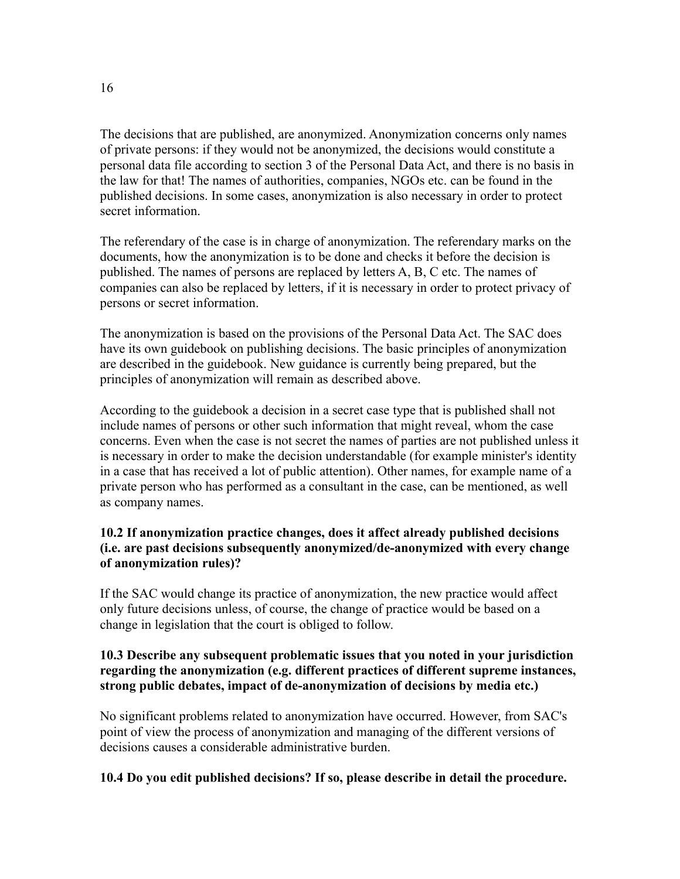The decisions that are published, are anonymized. Anonymization concerns only names of private persons: if they would not be anonymized, the decisions would constitute a personal data file according to section 3 of the Personal Data Act, and there is no basis in the law for that! The names of authorities, companies, NGOs etc. can be found in the published decisions. In some cases, anonymization is also necessary in order to protect secret information.

The referendary of the case is in charge of anonymization. The referendary marks on the documents, how the anonymization is to be done and checks it before the decision is published. The names of persons are replaced by letters A, B, C etc. The names of companies can also be replaced by letters, if it is necessary in order to protect privacy of persons or secret information.

The anonymization is based on the provisions of the Personal Data Act. The SAC does have its own guidebook on publishing decisions. The basic principles of anonymization are described in the guidebook. New guidance is currently being prepared, but the principles of anonymization will remain as described above.

According to the guidebook a decision in a secret case type that is published shall not include names of persons or other such information that might reveal, whom the case concerns. Even when the case is not secret the names of parties are not published unless it is necessary in order to make the decision understandable (for example minister's identity in a case that has received a lot of public attention). Other names, for example name of a private person who has performed as a consultant in the case, can be mentioned, as well as company names.

**10.2 If anonymization practice changes, does it affect already published decisions (i.e. are past decisions subsequently anonymized/de-anonymized with every change of anonymization rules)?**

If the SAC would change its practice of anonymization, the new practice would affect only future decisions unless, of course, the change of practice would be based on a change in legislation that the court is obliged to follow.

**10.3 Describe any subsequent problematic issues that you noted in your jurisdiction regarding the anonymization (e.g. different practices of different supreme instances, strong public debates, impact of de-anonymization of decisions by media etc.)**

No significant problems related to anonymization have occurred. However, from SAC's point of view the process of anonymization and managing of the different versions of decisions causes a considerable administrative burden.

**10.4 Do you edit published decisions? If so, please describe in detail the procedure.**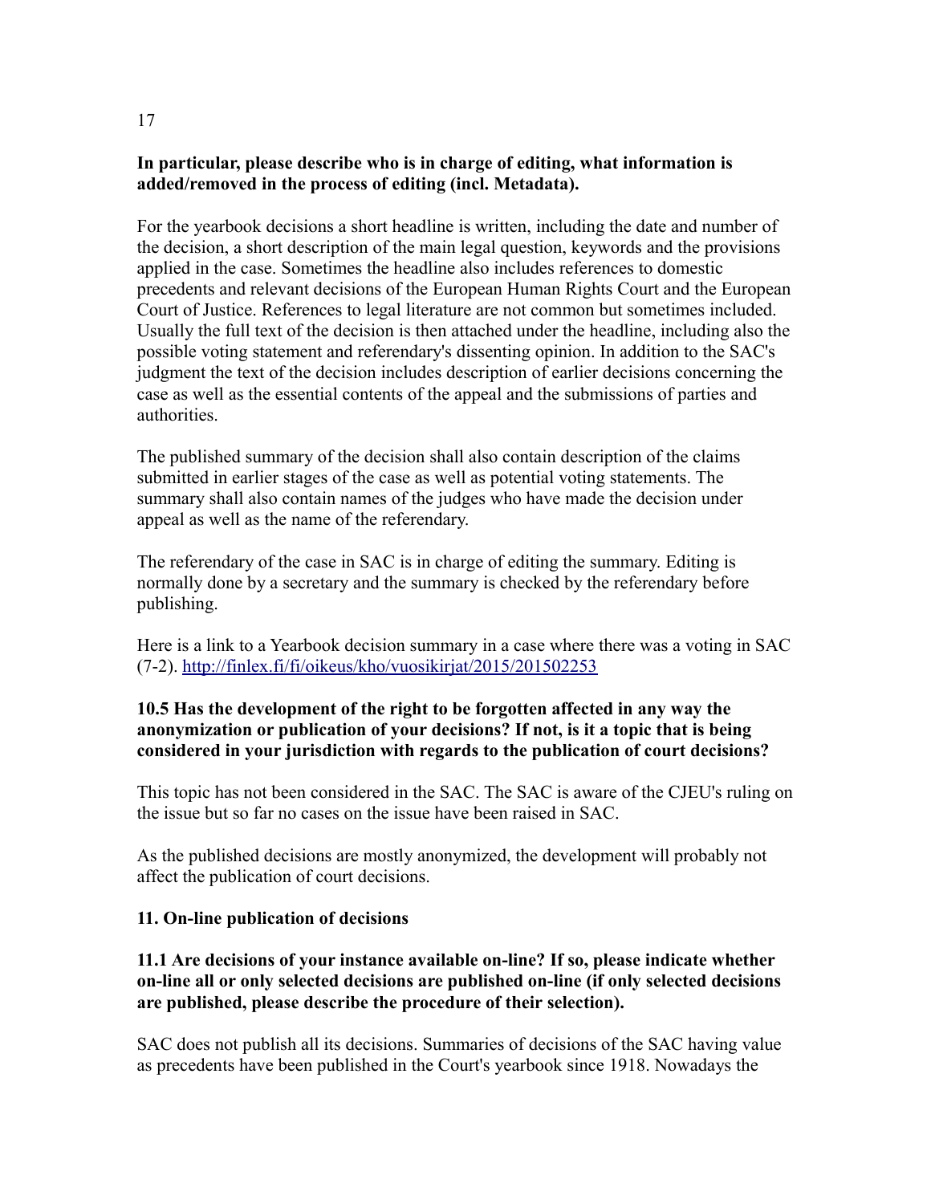**In particular, please describe who is in charge of editing, what information is added/removed in the process of editing (incl. Metadata).**

For the yearbook decisions a short headline is written, including the date and number of the decision, a short description of the main legal question, keywords and the provisions applied in the case. Sometimes the headline also includes references to domestic precedents and relevant decisions of the European Human Rights Court and the European Court of Justice. References to legal literature are not common but sometimes included. Usually the full text of the decision is then attached under the headline, including also the possible voting statement and referendary's dissenting opinion. In addition to the SAC's judgment the text of the decision includes description of earlier decisions concerning the case as well as the essential contents of the appeal and the submissions of parties and authorities.

The published summary of the decision shall also contain description of the claims submitted in earlier stages of the case as well as potential voting statements. The summary shall also contain names of the judges who have made the decision under appeal as well as the name of the referendary.

The referendary of the case in SAC is in charge of editing the summary. Editing is normally done by a secretary and the summary is checked by the referendary before publishing.

Here is a link to a Yearbook decision summary in a case where there was a voting in SAC (7-2). http://finlex.fi/fi/oikeus/kho/vuosikirjat/2015/201502253

**10.5 Has the development of the right to be forgotten affected in any way the anonymization or publication of your decisions? If not, is it a topic that is being considered in your jurisdiction with regards to the publication of court decisions?**

This topic has not been considered in the SAC. The SAC is aware of the CJEU's ruling on the issue but so far no cases on the issue have been raised in SAC.

As the published decisions are mostly anonymized, the development will probably not affect the publication of court decisions.

**11. On-line publication of decisions**

**11.1 Are decisions of your instance available on-line? If so, please indicate whether on-line all or only selected decisions are published on-line (if only selected decisions are published, please describe the procedure of their selection).**

SAC does not publish all its decisions. Summaries of decisions of the SAC having value as precedents have been published in the Court's yearbook since 1918. Nowadays the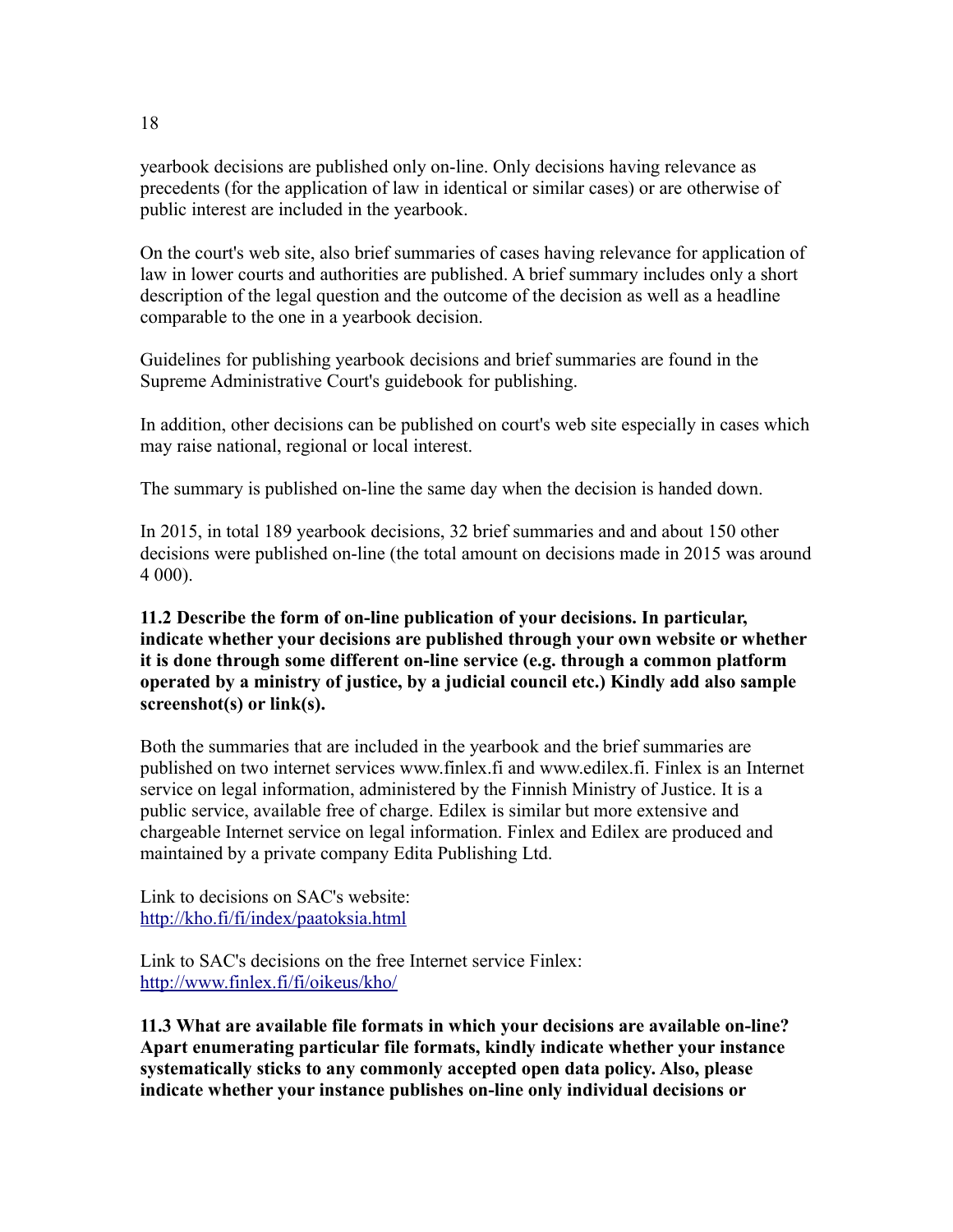yearbook decisions are published only on-line. Only decisions having relevance as precedents (for the application of law in identical or similar cases) or are otherwise of public interest are included in the yearbook.

On the court's web site, also brief summaries of cases having relevance for application of law in lower courts and authorities are published. A brief summary includes only a short description of the legal question and the outcome of the decision as well as a headline comparable to the one in a yearbook decision.

Guidelines for publishing yearbook decisions and brief summaries are found in the Supreme Administrative Court's guidebook for publishing.

In addition, other decisions can be published on court's web site especially in cases which may raise national, regional or local interest.

The summary is published on-line the same day when the decision is handed down.

In 2015, in total 189 yearbook decisions, 32 brief summaries and and about 150 other decisions were published on-line (the total amount on decisions made in 2015 was around 4 000).

**11.2 Describe the form of on-line publication of your decisions. In particular, indicate whether your decisions are published through your own website or whether it is done through some different on-line service (e.g. through a common platform operated by a ministry of justice, by a judicial council etc.) Kindly add also sample screenshot(s) or link(s).**

Both the summaries that are included in the yearbook and the brief summaries are published on two internet services www.finlex.fi and www.edilex.fi. Finlex is an Internet service on legal information, administered by the Finnish Ministry of Justice. It is a public service, available free of charge. Edilex is similar but more extensive and chargeable Internet service on legal information. Finlex and Edilex are produced and maintained by a private company Edita Publishing Ltd.

Link to decisions on SAC's website:
http://kho.fi/fi/index/paatoksia.html

Link to SAC's decisions on the free Internet service Finlex:
http://www.finlex.fi/fi/oikeus/kho/

**11.3 What are available file formats in which your decisions are available on-line? Apart enumerating particular file formats, kindly indicate whether your instance systematically sticks to any commonly accepted open data policy. Also, please indicate whether your instance publishes on-line only individual decisions or**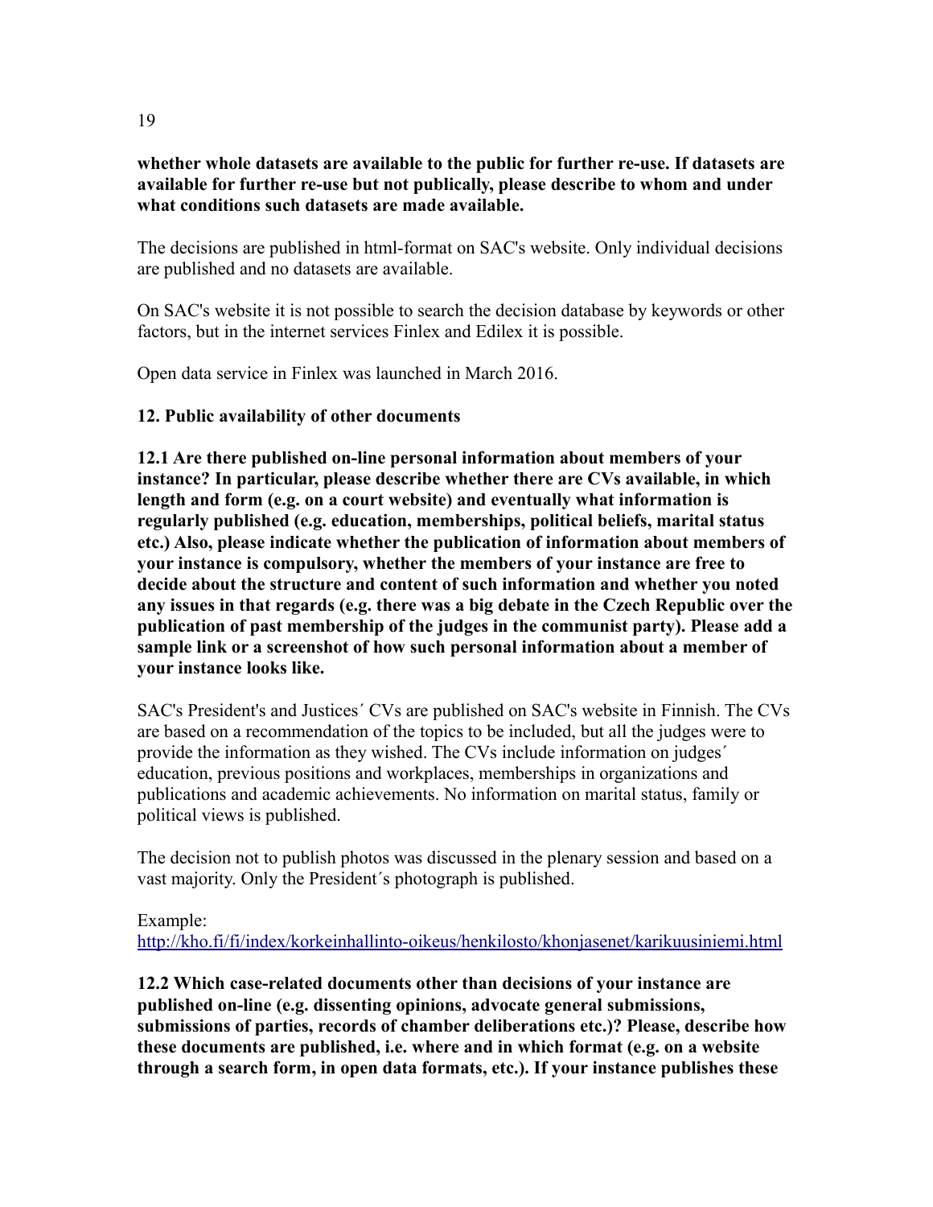**whether whole datasets are available to the public for further re-use. If datasets are available for further re-use but not publically, please describe to whom and under what conditions such datasets are made available.**

The decisions are published in html-format on SAC's website. Only individual decisions are published and no datasets are available.

On SAC's website it is not possible to search the decision database by keywords or other factors, but in the internet services Finlex and Edilex it is possible.

Open data service in Finlex was launched in March 2016.

## 12. Public availability of other documents

**12.1 Are there published on-line personal information about members of your instance? In particular, please describe whether there are CVs available, in which length and form (e.g. on a court website) and eventually what information is regularly published (e.g. education, memberships, political beliefs, marital status etc.) Also, please indicate whether the publication of information about members of your instance is compulsory, whether the members of your instance are free to decide about the structure and content of such information and whether you noted any issues in that regards (e.g. there was a big debate in the Czech Republic over the publication of past membership of the judges in the communist party). Please add a sample link or a screenshot of how such personal information about a member of your instance looks like.**

SAC's President's and Justices´ CVs are published on SAC's website in Finnish. The CVs are based on a recommendation of the topics to be included, but all the judges were to provide the information as they wished. The CVs include information on judges´ education, previous positions and workplaces, memberships in organizations and publications and academic achievements. No information on marital status, family or political views is published.

The decision not to publish photos was discussed in the plenary session and based on a vast majority. Only the President´s photograph is published.

Example:
http://kho.fi/fi/index/korkeinhallinto-oikeus/henkilosto/khonjasenet/karikuusiniemi.html

**12.2 Which case-related documents other than decisions of your instance are published on-line (e.g. dissenting opinions, advocate general submissions, submissions of parties, records of chamber deliberations etc.)? Please, describe how these documents are published, i.e. where and in which format (e.g. on a website through a search form, in open data formats, etc.). If your instance publishes these**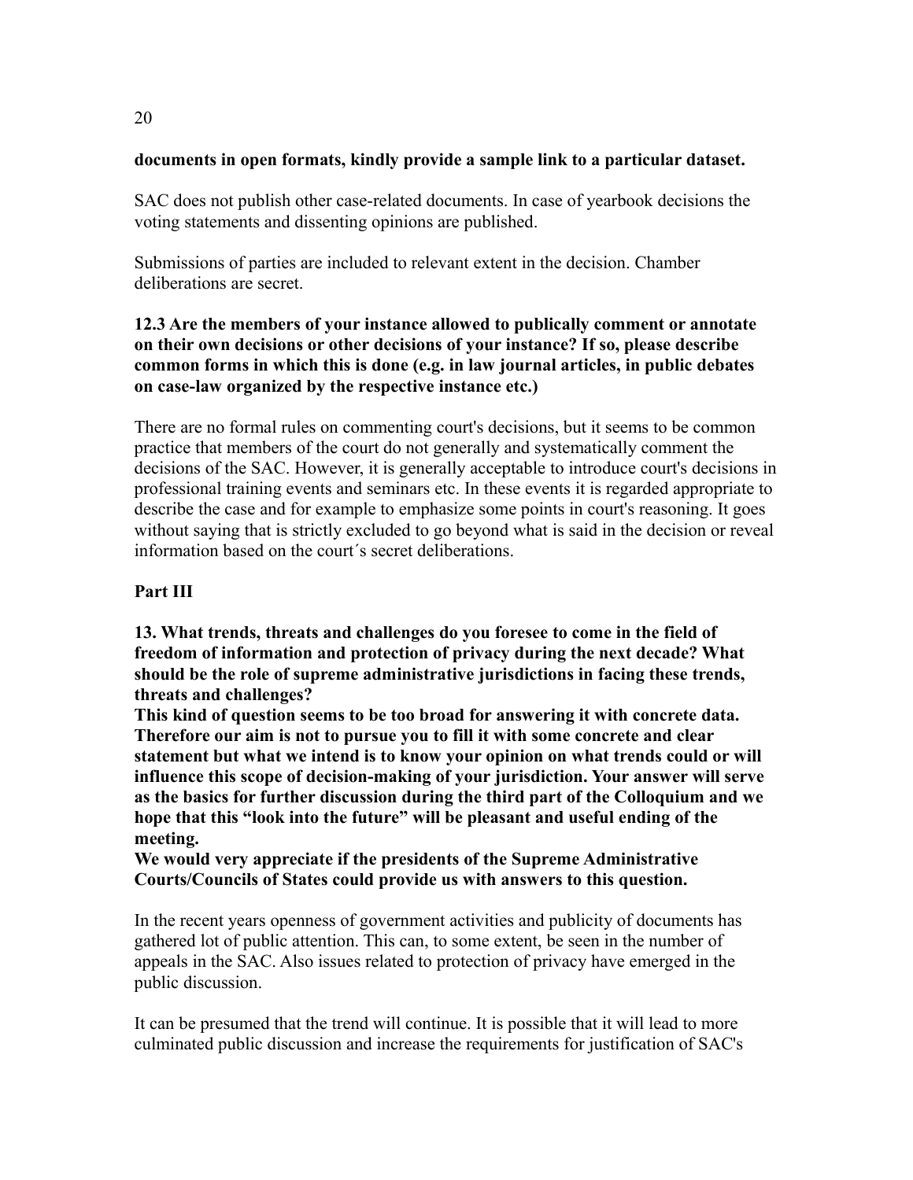**documents in open formats, kindly provide a sample link to a particular dataset.**

SAC does not publish other case-related documents. In case of yearbook decisions the voting statements and dissenting opinions are published.

Submissions of parties are included to relevant extent in the decision. Chamber deliberations are secret.

**12.3 Are the members of your instance allowed to publically comment or annotate on their own decisions or other decisions of your instance? If so, please describe common forms in which this is done (e.g. in law journal articles, in public debates on case-law organized by the respective instance etc.)**

There are no formal rules on commenting court's decisions, but it seems to be common practice that members of the court do not generally and systematically comment the decisions of the SAC. However, it is generally acceptable to introduce court's decisions in professional training events and seminars etc. In these events it is regarded appropriate to describe the case and for example to emphasize some points in court's reasoning. It goes without saying that is strictly excluded to go beyond what is said in the decision or reveal information based on the court´s secret deliberations.

**Part III**

**13. What trends, threats and challenges do you foresee to come in the field of freedom of information and protection of privacy during the next decade? What should be the role of supreme administrative jurisdictions in facing these trends, threats and challenges?**
**This kind of question seems to be too broad for answering it with concrete data. Therefore our aim is not to pursue you to fill it with some concrete and clear statement but what we intend is to know your opinion on what trends could or will influence this scope of decision-making of your jurisdiction. Your answer will serve as the basics for further discussion during the third part of the Colloquium and we hope that this "look into the future" will be pleasant and useful ending of the meeting.**
**We would very appreciate if the presidents of the Supreme Administrative Courts/Councils of States could provide us with answers to this question.**

In the recent years openness of government activities and publicity of documents has gathered lot of public attention. This can, to some extent, be seen in the number of appeals in the SAC. Also issues related to protection of privacy have emerged in the public discussion.

It can be presumed that the trend will continue. It is possible that it will lead to more culminated public discussion and increase the requirements for justification of SAC's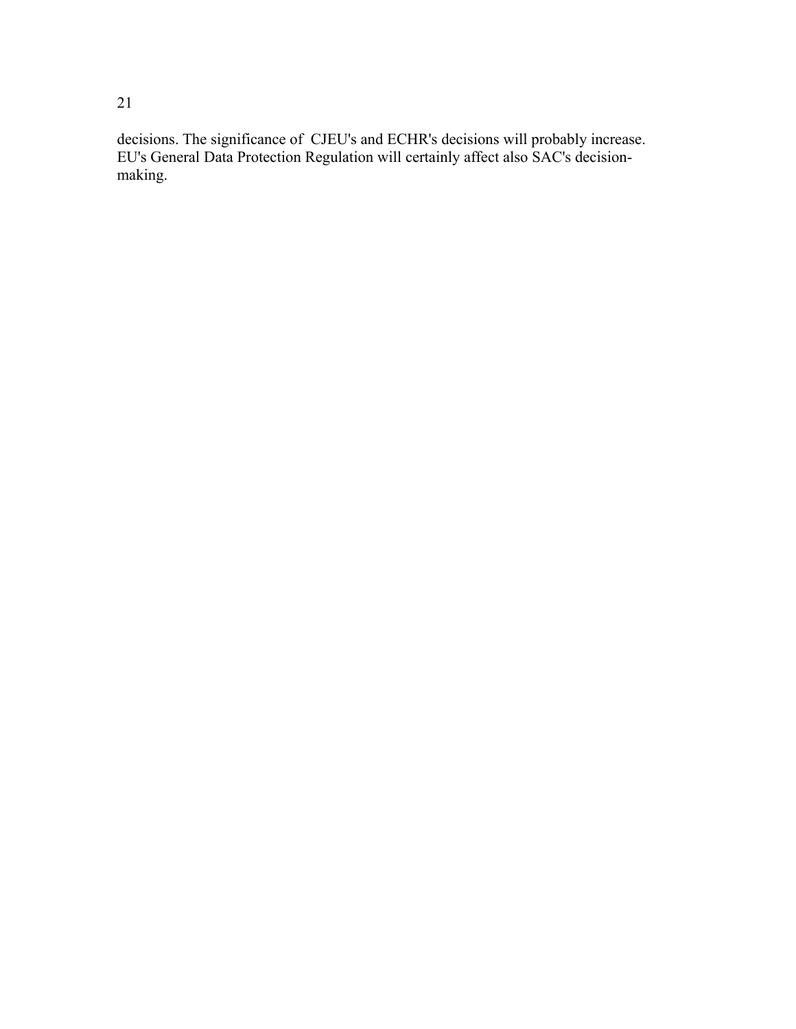decisions. The significance of CJEU's and ECHR's decisions will probably increase. EU's General Data Protection Regulation will certainly affect also SAC's decision-making.